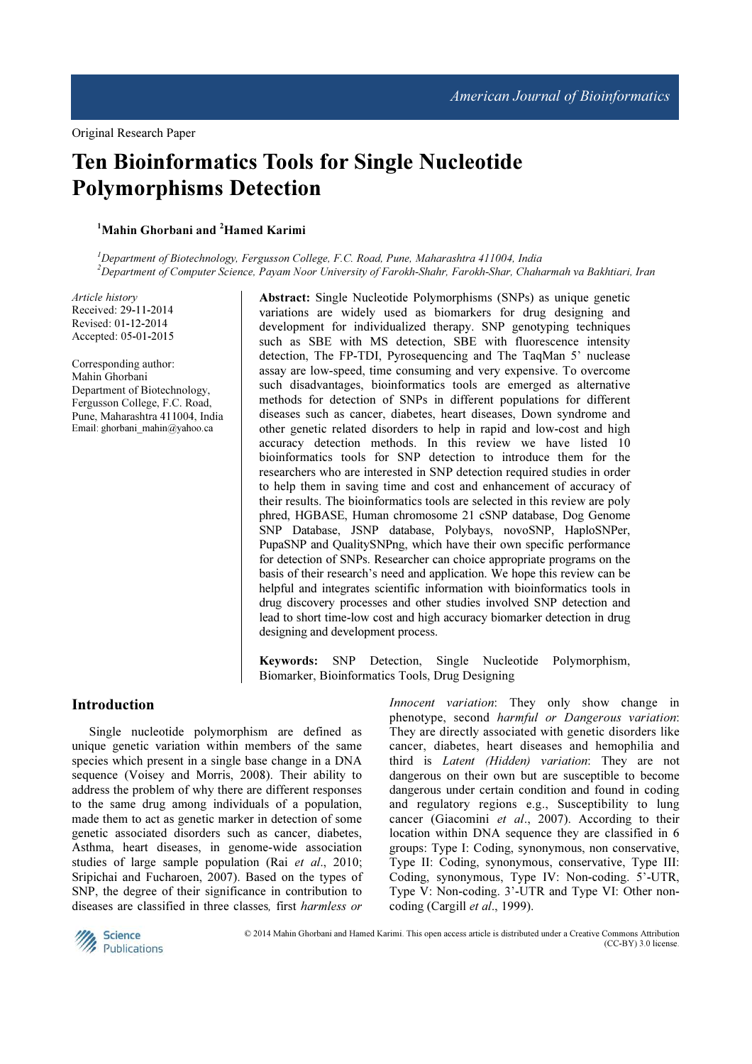Original Research Paper

# Ten Bioinformatics Tools for Single Nucleotide Polymorphisms Detection

[1]Mahin Ghorbani and [2]Hamed Karimi

[1]*Department of Biotechnology, Fergusson College, F.C. Road, Pune, Maharashtra 411004, India*
[2]*Department of Computer Science, Payam Noor University of Farokh-Shahr, Farokh-Shar, Chaharmah va Bakhtiari, Iran*

*Article history*
Received: 29-11-2014
Revised: 01-12-2014
Accepted: 05-01-2015

Corresponding author:
Mahin Ghorbani
Department of Biotechnology, Fergusson College, F.C. Road, Pune, Maharashtra 411004, India
Email: ghorbani_mahin@yahoo.ca

**Abstract:** Single Nucleotide Polymorphisms (SNPs) as unique genetic variations are widely used as biomarkers for drug designing and development for individualized therapy. SNP genotyping techniques such as SBE with MS detection, SBE with fluorescence intensity detection, The FP-TDI, Pyrosequencing and The TaqMan 5' nuclease assay are low-speed, time consuming and very expensive. To overcome such disadvantages, bioinformatics tools are emerged as alternative methods for detection of SNPs in different populations for different diseases such as cancer, diabetes, heart diseases, Down syndrome and other genetic related disorders to help in rapid and low-cost and high accuracy detection methods. In this review we have listed 10 bioinformatics tools for SNP detection to introduce them for the researchers who are interested in SNP detection required studies in order to help them in saving time and cost and enhancement of accuracy of their results. The bioinformatics tools are selected in this review are poly phred, HGBASE, Human chromosome 21 cSNP database, Dog Genome SNP Database, JSNP database, Polybays, novoSNP, HaploSNPer, PupaSNP and QualitySNPng, which have their own specific performance for detection of SNPs. Researcher can choice appropriate programs on the basis of their research's need and application. We hope this review can be helpful and integrates scientific information with bioinformatics tools in drug discovery processes and other studies involved SNP detection and lead to short time-low cost and high accuracy biomarker detection in drug designing and development process.

**Keywords:** SNP Detection, Single Nucleotide Polymorphism, Biomarker, Bioinformatics Tools, Drug Designing

## Introduction

Single nucleotide polymorphism are defined as unique genetic variation within members of the same species which present in a single base change in a DNA sequence (Voisey and Morris, 2008). Their ability to address the problem of why there are different responses to the same drug among individuals of a population, made them to act as genetic marker in detection of some genetic associated disorders such as cancer, diabetes, Asthma, heart diseases, in genome-wide association studies of large sample population (Rai *et al*., 2010; Sripichai and Fucharoen, 2007). Based on the types of SNP, the degree of their significance in contribution to diseases are classified in three classes, first *harmless or Innocent variation*: They only show change in phenotype, second *harmful or Dangerous variation*: They are directly associated with genetic disorders like cancer, diabetes, heart diseases and hemophilia and third is *Latent (Hidden) variation*: They are not dangerous on their own but are susceptible to become dangerous under certain condition and found in coding and regulatory regions e.g., Susceptibility to lung cancer (Giacomini *et al*., 2007). According to their location within DNA sequence they are classified in 6 groups: Type I: Coding, synonymous, non conservative, Type II: Coding, synonymous, conservative, Type III: Coding, synonymous, Type IV: Non-coding. 5'-UTR, Type V: Non-coding. 3'-UTR and Type VI: Other non-coding (Cargill *et al*., 1999).

© 2014 Mahin Ghorbani and Hamed Karimi. This open access article is distributed under a Creative Commons Attribution (CC-BY) 3.0 license.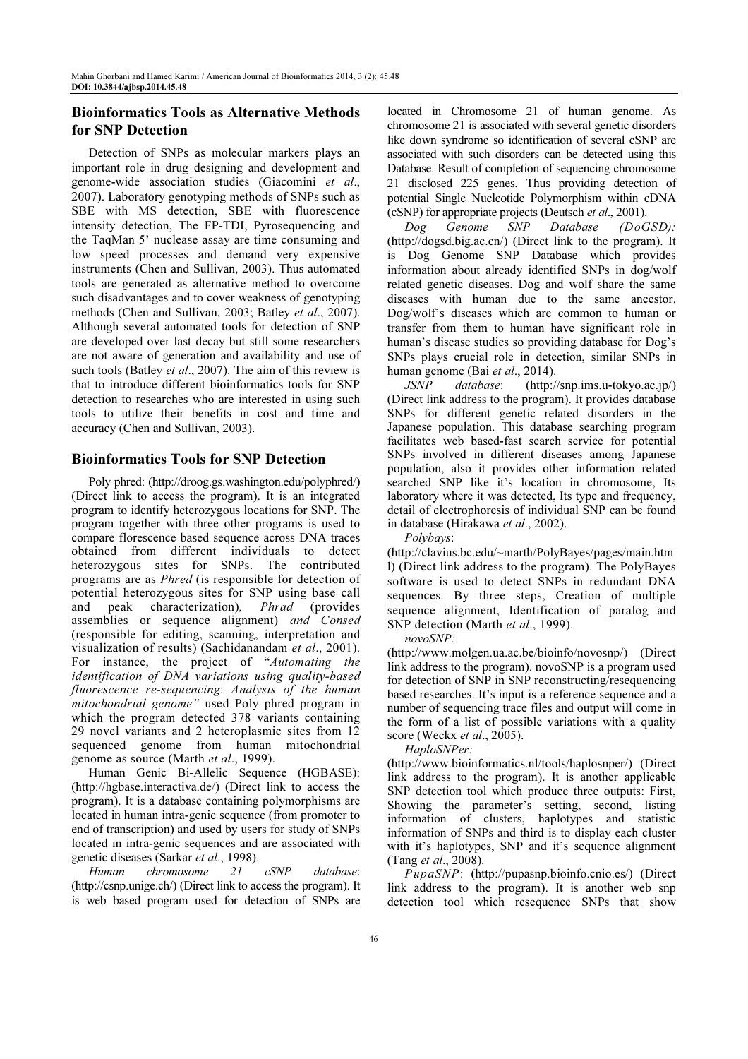## Bioinformatics Tools as Alternative Methods for SNP Detection

Detection of SNPs as molecular markers plays an important role in drug designing and development and genome-wide association studies (Giacomini *et al*., 2007). Laboratory genotyping methods of SNPs such as SBE with MS detection, SBE with fluorescence intensity detection, The FP-TDI, Pyrosequencing and the TaqMan 5' nuclease assay are time consuming and low speed processes and demand very expensive instruments (Chen and Sullivan, 2003). Thus automated tools are generated as alternative method to overcome such disadvantages and to cover weakness of genotyping methods (Chen and Sullivan, 2003; Batley *et al*., 2007). Although several automated tools for detection of SNP are developed over last decay but still some researchers are not aware of generation and availability and use of such tools (Batley *et al*., 2007). The aim of this review is that to introduce different bioinformatics tools for SNP detection to researches who are interested in using such tools to utilize their benefits in cost and time and accuracy (Chen and Sullivan, 2003).

## Bioinformatics Tools for SNP Detection

Poly phred: (http://droog.gs.washington.edu/polyphred/) (Direct link to access the program). It is an integrated program to identify heterozygous locations for SNP. The program together with three other programs is used to compare florescence based sequence across DNA traces obtained from different individuals to detect heterozygous sites for SNPs. The contributed programs are as *Phred* (is responsible for detection of potential heterozygous sites for SNP using base call and peak characterization), *Phrad* (provides assemblies or sequence alignment) *and Consed* (responsible for editing, scanning, interpretation and visualization of results) (Sachidanandam *et al*., 2001). For instance, the project of "*Automating the identification of DNA variations using quality-based fluorescence re-sequencing*: *Analysis of the human mitochondrial genome"* used Poly phred program in which the program detected 378 variants containing 29 novel variants and 2 heteroplasmic sites from 12 sequenced genome from human mitochondrial genome as source (Marth *et al*., 1999).

Human Genic Bi-Allelic Sequence (HGBASE): (http://hgbase.interactiva.de/) (Direct link to access the program). It is a database containing polymorphisms are located in human intra-genic sequence (from promoter to end of transcription) and used by users for study of SNPs located in intra-genic sequences and are associated with genetic diseases (Sarkar *et al*., 1998).

*Human chromosome 21 cSNP database*: (http://csnp.unige.ch/) (Direct link to access the program). It is web based program used for detection of SNPs are located in Chromosome 21 of human genome. As chromosome 21 is associated with several genetic disorders like down syndrome so identification of several cSNP are associated with such disorders can be detected using this Database. Result of completion of sequencing chromosome 21 disclosed 225 genes. Thus providing detection of potential Single Nucleotide Polymorphism within cDNA (cSNP) for appropriate projects (Deutsch *et al*., 2001).

*Dog Genome SNP Database (DoGSD):* (http://dogsd.big.ac.cn/) (Direct link to the program). It is Dog Genome SNP Database which provides information about already identified SNPs in dog/wolf related genetic diseases. Dog and wolf share the same diseases with human due to the same ancestor. Dog/wolf's diseases which are common to human or transfer from them to human have significant role in human's disease studies so providing database for Dog's SNPs plays crucial role in detection, similar SNPs in human genome (Bai *et al*., 2014).

*JSNP database*: (http://snp.ims.u-tokyo.ac.jp/) (Direct link address to the program). It provides database SNPs for different genetic related disorders in the Japanese population. This database searching program facilitates web based-fast search service for potential SNPs involved in different diseases among Japanese population, also it provides other information related searched SNP like it's location in chromosome, Its laboratory where it was detected, Its type and frequency, detail of electrophoresis of individual SNP can be found in database (Hirakawa *et al*., 2002).

*Polybays*: (http://clavius.bc.edu/~marth/PolyBayes/pages/main.html) (Direct link address to the program). The PolyBayes software is used to detect SNPs in redundant DNA sequences. By three steps, Creation of multiple sequence alignment, Identification of paralog and SNP detection (Marth *et al*., 1999).

*novoSNP:* (http://www.molgen.ua.ac.be/bioinfo/novosnp/) (Direct link address to the program). novoSNP is a program used for detection of SNP in SNP reconstructing/resequencing based researches. It's input is a reference sequence and a number of sequencing trace files and output will come in the form of a list of possible variations with a quality score (Weckx *et al*., 2005).

*HaploSNPer:* (http://www.bioinformatics.nl/tools/haplosnper/) (Direct link address to the program). It is another applicable SNP detection tool which produce three outputs: First, Showing the parameter's setting, second, listing information of clusters, haplotypes and statistic information of SNPs and third is to display each cluster with it's haplotypes, SNP and it's sequence alignment (Tang *et al*., 2008).

*PupaSNP*: (http://pupasnp.bioinfo.cnio.es/) (Direct link address to the program). It is another web snp detection tool which resequence SNPs that show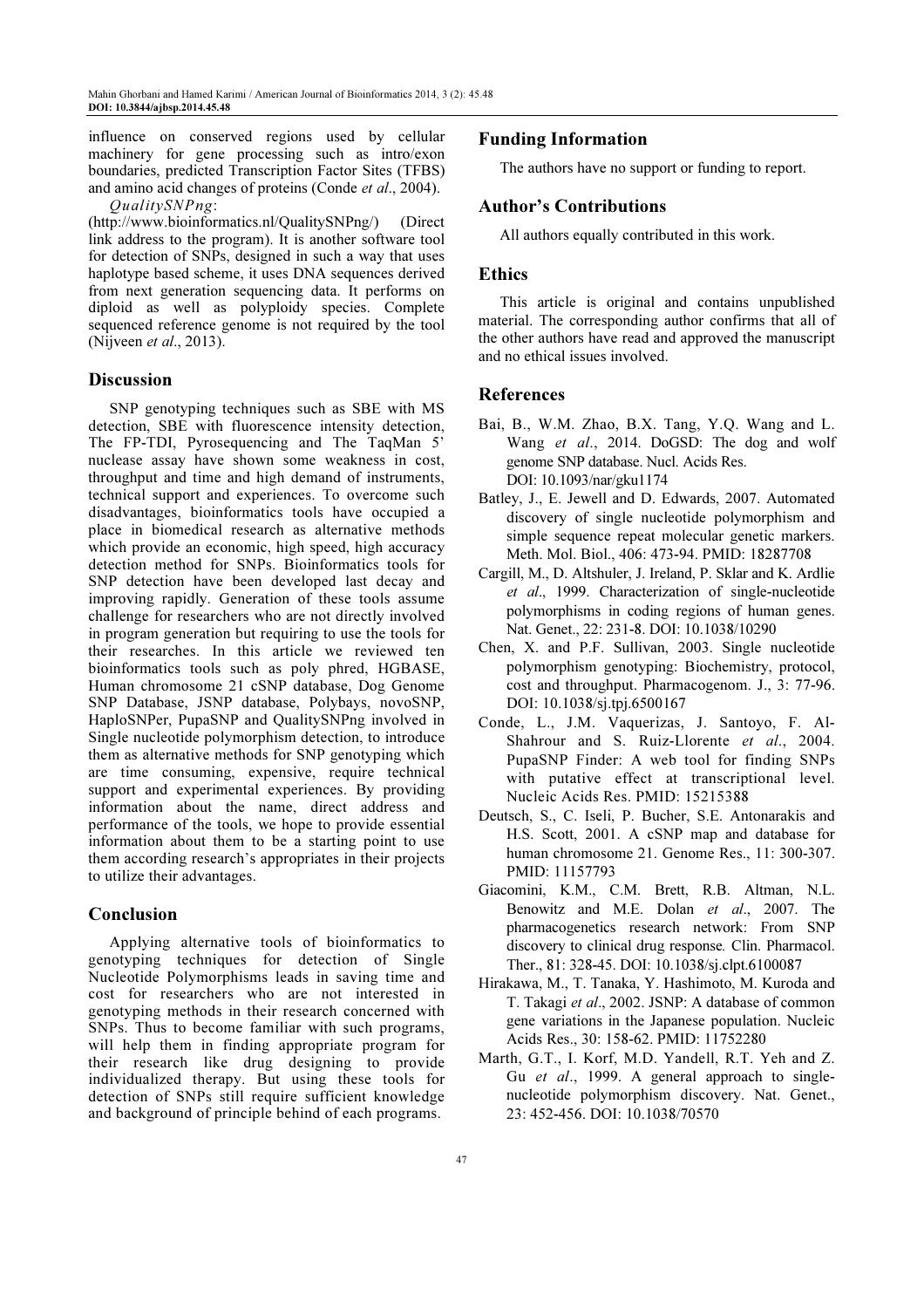influence on conserved regions used by cellular machinery for gene processing such as intro/exon boundaries, predicted Transcription Factor Sites (TFBS) and amino acid changes of proteins (Conde *et al*., 2004).

*QualitySNPng*:

(http://www.bioinformatics.nl/QualitySNPng/) (Direct link address to the program). It is another software tool for detection of SNPs, designed in such a way that uses haplotype based scheme, it uses DNA sequences derived from next generation sequencing data. It performs on diploid as well as polyploidy species. Complete sequenced reference genome is not required by the tool (Nijveen *et al*., 2013).

## Discussion

SNP genotyping techniques such as SBE with MS detection, SBE with fluorescence intensity detection, The FP-TDI, Pyrosequencing and The TaqMan 5' nuclease assay have shown some weakness in cost, throughput and time and high demand of instruments, technical support and experiences. To overcome such disadvantages, bioinformatics tools have occupied a place in biomedical research as alternative methods which provide an economic, high speed, high accuracy detection method for SNPs. Bioinformatics tools for SNP detection have been developed last decay and improving rapidly. Generation of these tools assume challenge for researchers who are not directly involved in program generation but requiring to use the tools for their researches. In this article we reviewed ten bioinformatics tools such as poly phred, HGBASE, Human chromosome 21 cSNP database, Dog Genome SNP Database, JSNP database, Polybays, novoSNP, HaploSNPer, PupaSNP and QualitySNPng involved in Single nucleotide polymorphism detection, to introduce them as alternative methods for SNP genotyping which are time consuming, expensive, require technical support and experimental experiences. By providing information about the name, direct address and performance of the tools, we hope to provide essential information about them to be a starting point to use them according research's appropriates in their projects to utilize their advantages.

## Conclusion

Applying alternative tools of bioinformatics to genotyping techniques for detection of Single Nucleotide Polymorphisms leads in saving time and cost for researchers who are not interested in genotyping methods in their research concerned with SNPs. Thus to become familiar with such programs, will help them in finding appropriate program for their research like drug designing to provide individualized therapy. But using these tools for detection of SNPs still require sufficient knowledge and background of principle behind of each programs.

## Funding Information

The authors have no support or funding to report.

## Author's Contributions

All authors equally contributed in this work.

## Ethics

This article is original and contains unpublished material. The corresponding author confirms that all of the other authors have read and approved the manuscript and no ethical issues involved.

## References

Bai, B., W.M. Zhao, B.X. Tang, Y.Q. Wang and L. Wang *et al*., 2014. DoGSD: The dog and wolf genome SNP database. Nucl. Acids Res. DOI: 10.1093/nar/gku1174

Batley, J., E. Jewell and D. Edwards, 2007. Automated discovery of single nucleotide polymorphism and simple sequence repeat molecular genetic markers. Meth. Mol. Biol., 406: 473-94. PMID: 18287708

Cargill, M., D. Altshuler, J. Ireland, P. Sklar and K. Ardlie *et al*., 1999. Characterization of single-nucleotide polymorphisms in coding regions of human genes. Nat. Genet., 22: 231-8. DOI: 10.1038/10290

Chen, X. and P.F. Sullivan, 2003. Single nucleotide polymorphism genotyping: Biochemistry, protocol, cost and throughput. Pharmacogenom. J., 3: 77-96. DOI: 10.1038/sj.tpj.6500167

Conde, L., J.M. Vaquerizas, J. Santoyo, F. Al-Shahrour and S. Ruiz-Llorente *et al*., 2004. PupaSNP Finder: A web tool for finding SNPs with putative effect at transcriptional level. Nucleic Acids Res. PMID: 15215388

Deutsch, S., C. Iseli, P. Bucher, S.E. Antonarakis and H.S. Scott, 2001. A cSNP map and database for human chromosome 21. Genome Res., 11: 300-307. PMID: 11157793

Giacomini, K.M., C.M. Brett, R.B. Altman, N.L. Benowitz and M.E. Dolan *et al*., 2007. The pharmacogenetics research network: From SNP discovery to clinical drug response. Clin. Pharmacol. Ther., 81: 328-45. DOI: 10.1038/sj.clpt.6100087

Hirakawa, M., T. Tanaka, Y. Hashimoto, M. Kuroda and T. Takagi *et al*., 2002. JSNP: A database of common gene variations in the Japanese population. Nucleic Acids Res., 30: 158-62. PMID: 11752280

Marth, G.T., I. Korf, M.D. Yandell, R.T. Yeh and Z. Gu *et al*., 1999. A general approach to single-nucleotide polymorphism discovery. Nat. Genet., 23: 452-456. DOI: 10.1038/70570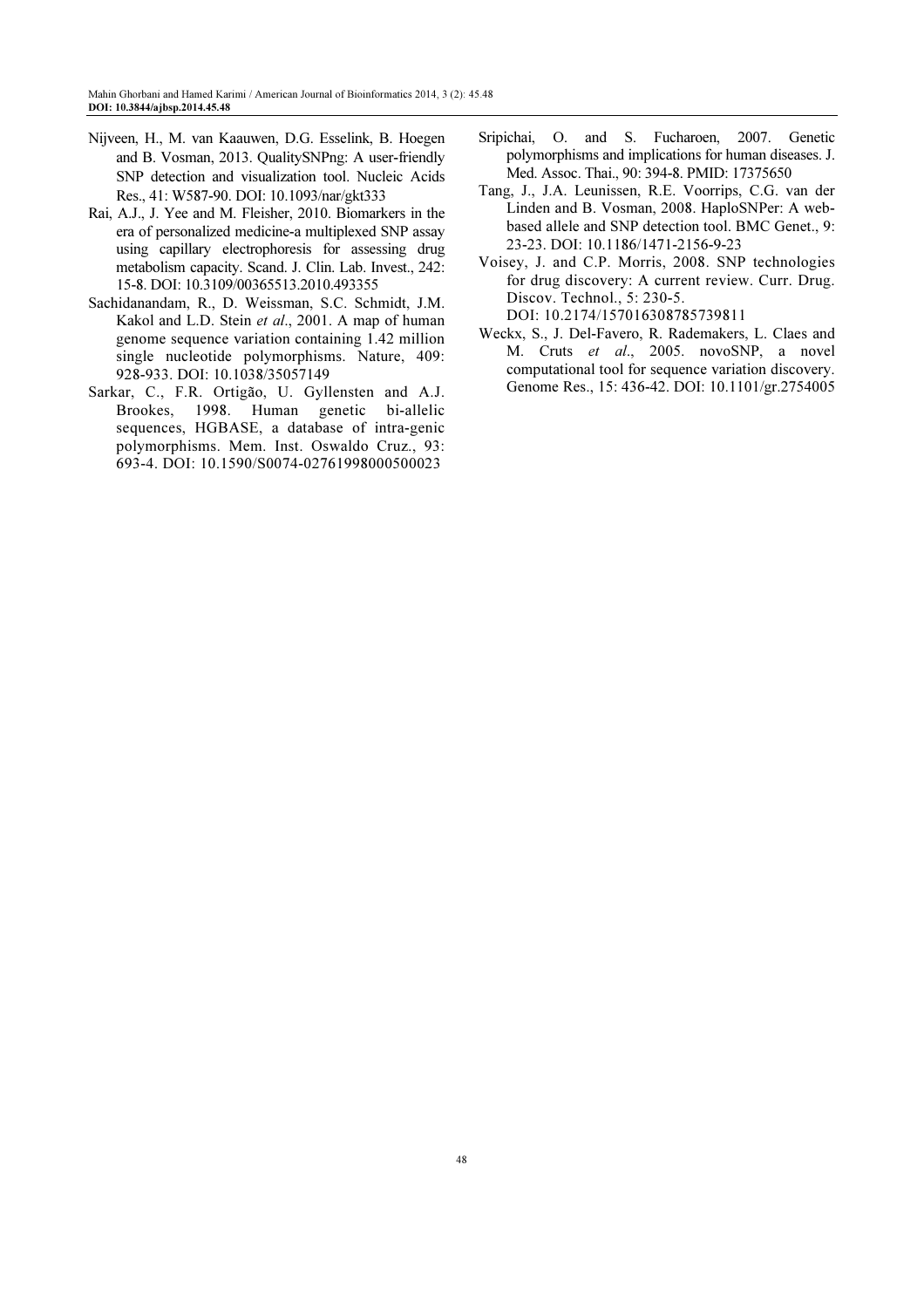Nijveen, H., M. van Kaauwen, D.G. Esselink, B. Hoegen and B. Vosman, 2013. QualitySNPng: A user-friendly SNP detection and visualization tool. Nucleic Acids Res., 41: W587-90. DOI: 10.1093/nar/gkt333

Rai, A.J., J. Yee and M. Fleisher, 2010. Biomarkers in the era of personalized medicine-a multiplexed SNP assay using capillary electrophoresis for assessing drug metabolism capacity. Scand. J. Clin. Lab. Invest., 242: 15-8. DOI: 10.3109/00365513.2010.493355

Sachidanandam, R., D. Weissman, S.C. Schmidt, J.M. Kakol and L.D. Stein *et al*., 2001. A map of human genome sequence variation containing 1.42 million single nucleotide polymorphisms. Nature, 409: 928-933. DOI: 10.1038/35057149

Sarkar, C., F.R. Ortigão, U. Gyllensten and A.J. Brookes, 1998. Human genetic bi-allelic sequences, HGBASE, a database of intra-genic polymorphisms. Mem. Inst. Oswaldo Cruz., 93: 693-4. DOI: 10.1590/S0074-02761998000500023

Sripichai, O. and S. Fucharoen, 2007. Genetic polymorphisms and implications for human diseases. J. Med. Assoc. Thai., 90: 394-8. PMID: 17375650

Tang, J., J.A. Leunissen, R.E. Voorrips, C.G. van der Linden and B. Vosman, 2008. HaploSNPer: A web-based allele and SNP detection tool. BMC Genet., 9: 23-23. DOI: 10.1186/1471-2156-9-23

Voisey, J. and C.P. Morris, 2008. SNP technologies for drug discovery: A current review. Curr. Drug. Discov. Technol., 5: 230-5. DOI: 10.2174/157016308785739811

Weckx, S., J. Del-Favero, R. Rademakers, L. Claes and M. Cruts *et al*., 2005. novoSNP, a novel computational tool for sequence variation discovery. Genome Res., 15: 436-42. DOI: 10.1101/gr.2754005